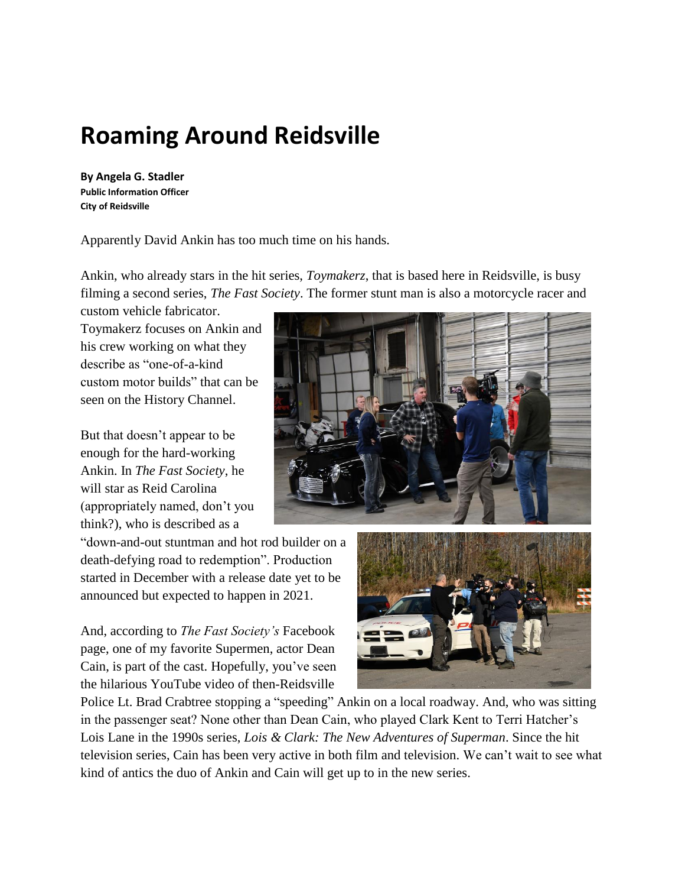# Roaming Around Reidsville

**By Angela G. Stadler**
**Public Information Officer**
**City of Reidsville**

Apparently David Ankin has too much time on his hands.

Ankin, who already stars in the hit series, *Toymakerz*, that is based here in Reidsville, is busy filming a second series, *The Fast Society*. The former stunt man is also a motorcycle racer and custom vehicle fabricator. Toymakerz focuses on Ankin and his crew working on what they describe as "one-of-a-kind custom motor builds" that can be seen on the History Channel.

But that doesn't appear to be enough for the hard-working Ankin. In *The Fast Society*, he will star as Reid Carolina (appropriately named, don't you think?), who is described as a "down-and-out stuntman and hot rod builder on a death-defying road to redemption". Production started in December with a release date yet to be announced but expected to happen in 2021.

And, according to *The Fast Society's* Facebook page, one of my favorite Supermen, actor Dean Cain, is part of the cast. Hopefully, you've seen the hilarious YouTube video of then-Reidsville Police Lt. Brad Crabtree stopping a "speeding" Ankin on a local roadway. And, who was sitting in the passenger seat? None other than Dean Cain, who played Clark Kent to Terri Hatcher's Lois Lane in the 1990s series, *Lois & Clark: The New Adventures of Superman*. Since the hit television series, Cain has been very active in both film and television. We can't wait to see what kind of antics the duo of Ankin and Cain will get up to in the new series.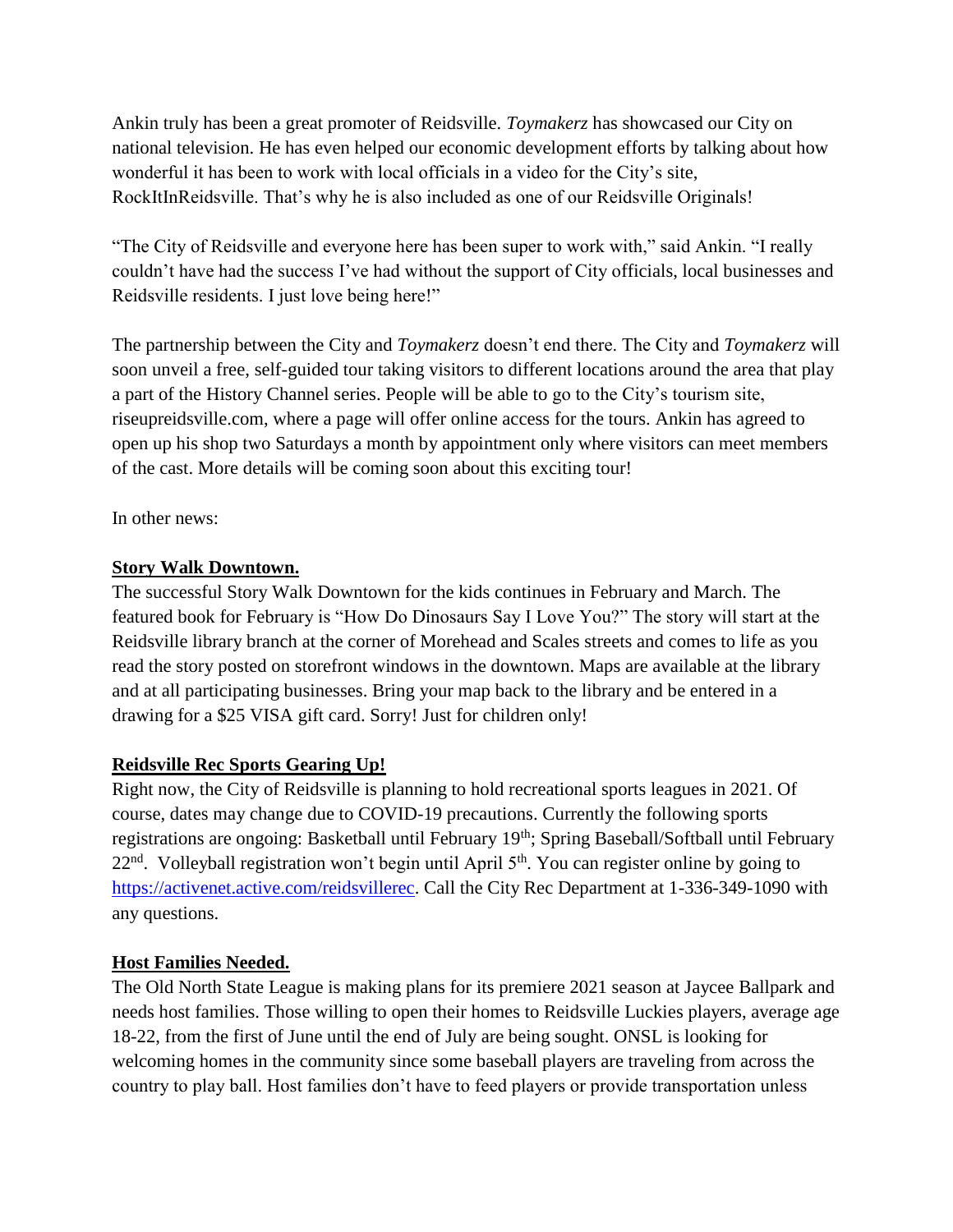Ankin truly has been a great promoter of Reidsville. *Toymakerz* has showcased our City on national television. He has even helped our economic development efforts by talking about how wonderful it has been to work with local officials in a video for the City's site, RockItInReidsville. That's why he is also included as one of our Reidsville Originals!

"The City of Reidsville and everyone here has been super to work with," said Ankin. "I really couldn't have had the success I've had without the support of City officials, local businesses and Reidsville residents. I just love being here!"

The partnership between the City and *Toymakerz* doesn't end there. The City and *Toymakerz* will soon unveil a free, self-guided tour taking visitors to different locations around the area that play a part of the History Channel series. People will be able to go to the City's tourism site, riseupreidsville.com, where a page will offer online access for the tours. Ankin has agreed to open up his shop two Saturdays a month by appointment only where visitors can meet members of the cast. More details will be coming soon about this exciting tour!

In other news:

**Story Walk Downtown.**

The successful Story Walk Downtown for the kids continues in February and March. The featured book for February is "How Do Dinosaurs Say I Love You?" The story will start at the Reidsville library branch at the corner of Morehead and Scales streets and comes to life as you read the story posted on storefront windows in the downtown. Maps are available at the library and at all participating businesses. Bring your map back to the library and be entered in a drawing for a $25 VISA gift card. Sorry! Just for children only!

**Reidsville Rec Sports Gearing Up!**

Right now, the City of Reidsville is planning to hold recreational sports leagues in 2021. Of course, dates may change due to COVID-19 precautions. Currently the following sports registrations are ongoing: Basketball until February 19th; Spring Baseball/Softball until February 22nd. Volleyball registration won't begin until April 5th. You can register online by going to [https://activenet.active.com/reidsvillerec](https://activenet.active.com/reidsvillerec). Call the City Rec Department at 1-336-349-1090 with any questions.

**Host Families Needed.**

The Old North State League is making plans for its premiere 2021 season at Jaycee Ballpark and needs host families. Those willing to open their homes to Reidsville Luckies players, average age 18-22, from the first of June until the end of July are being sought. ONSL is looking for welcoming homes in the community since some baseball players are traveling from across the country to play ball. Host families don't have to feed players or provide transportation unless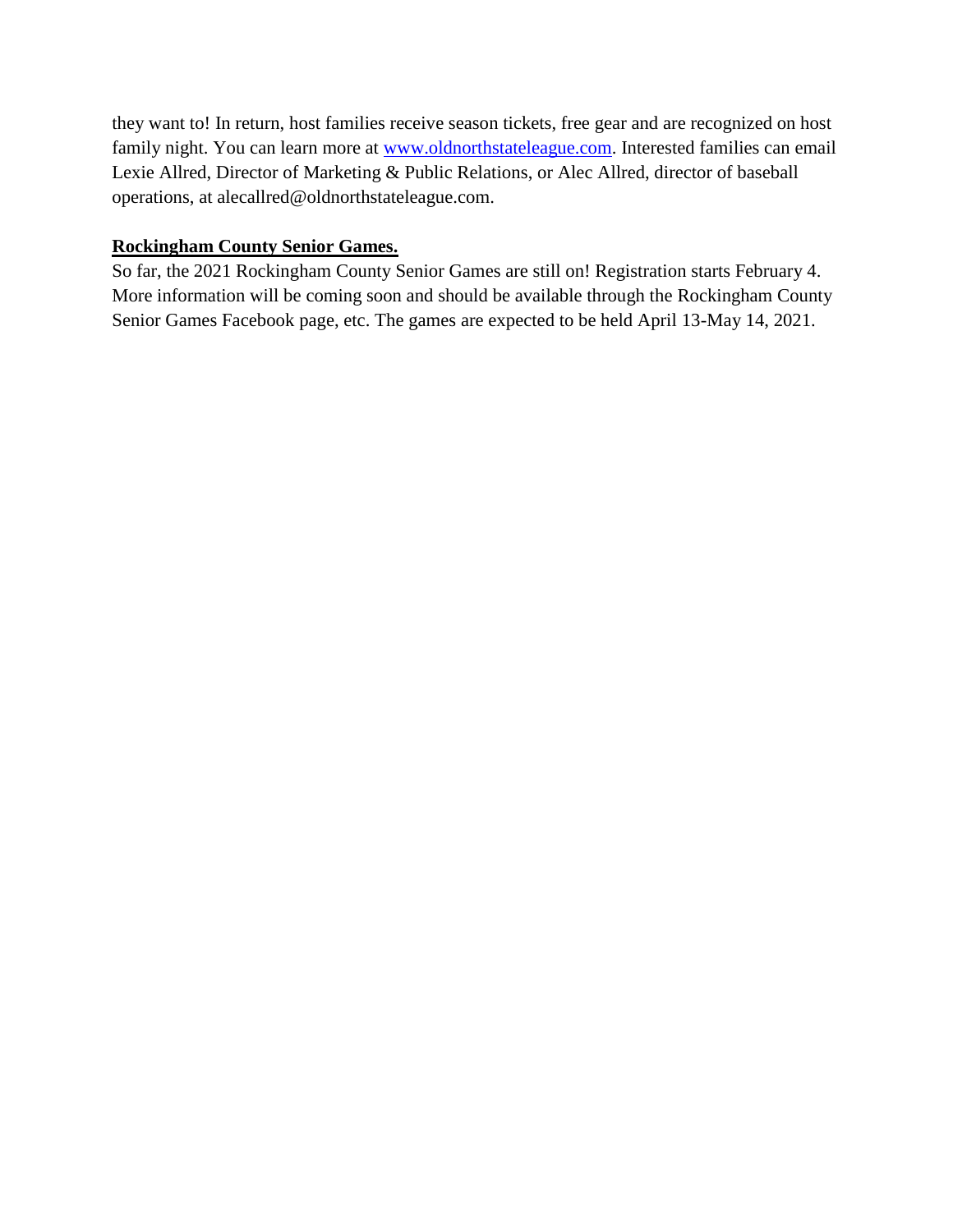they want to! In return, host families receive season tickets, free gear and are recognized on host family night. You can learn more at [www.oldnorthstateleague.com](http://www.oldnorthstateleague.com). Interested families can email Lexie Allred, Director of Marketing & Public Relations, or Alec Allred, director of baseball operations, at alecallred@oldnorthstateleague.com.

**Rockingham County Senior Games.**

So far, the 2021 Rockingham County Senior Games are still on! Registration starts February 4. More information will be coming soon and should be available through the Rockingham County Senior Games Facebook page, etc. The games are expected to be held April 13-May 14, 2021.